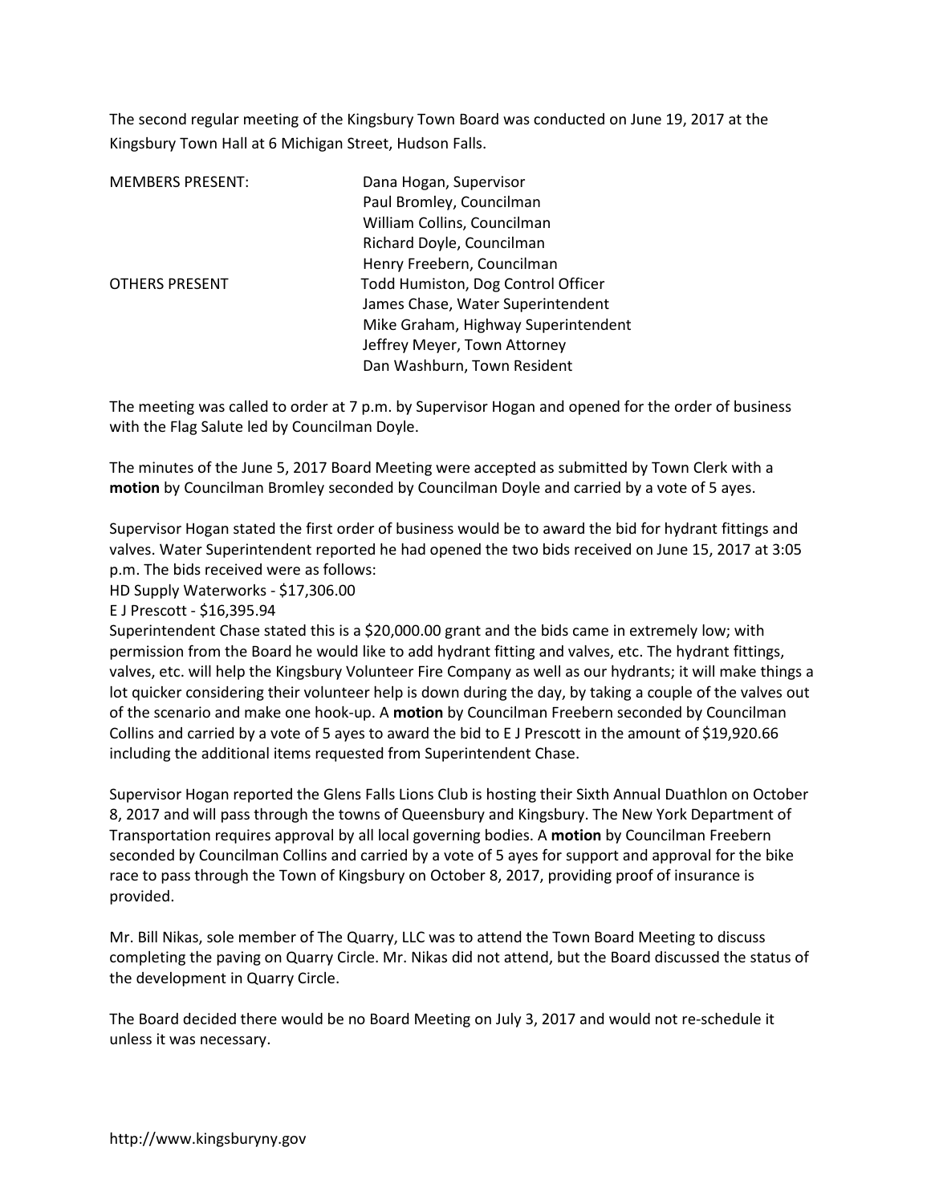The second regular meeting of the Kingsbury Town Board was conducted on June 19, 2017 at the Kingsbury Town Hall at 6 Michigan Street, Hudson Falls.

| | |
|---|---|
| MEMBERS PRESENT: | Dana Hogan, Supervisor |
| | Paul Bromley, Councilman |
| | William Collins, Councilman |
| | Richard Doyle, Councilman |
| | Henry Freebern, Councilman |
| OTHERS PRESENT | Todd Humiston, Dog Control Officer |
| | James Chase, Water Superintendent |
| | Mike Graham, Highway Superintendent |
| | Jeffrey Meyer, Town Attorney |
| | Dan Washburn, Town Resident |

The meeting was called to order at 7 p.m. by Supervisor Hogan and opened for the order of business with the Flag Salute led by Councilman Doyle.

The minutes of the June 5, 2017 Board Meeting were accepted as submitted by Town Clerk with a **motion** by Councilman Bromley seconded by Councilman Doyle and carried by a vote of 5 ayes.

Supervisor Hogan stated the first order of business would be to award the bid for hydrant fittings and valves. Water Superintendent reported he had opened the two bids received on June 15, 2017 at 3:05 p.m. The bids received were as follows:
HD Supply Waterworks - $17,306.00
E J Prescott - $16,395.94
Superintendent Chase stated this is a $20,000.00 grant and the bids came in extremely low; with permission from the Board he would like to add hydrant fitting and valves, etc. The hydrant fittings, valves, etc. will help the Kingsbury Volunteer Fire Company as well as our hydrants; it will make things a lot quicker considering their volunteer help is down during the day, by taking a couple of the valves out of the scenario and make one hook-up. A **motion** by Councilman Freebern seconded by Councilman Collins and carried by a vote of 5 ayes to award the bid to E J Prescott in the amount of $19,920.66 including the additional items requested from Superintendent Chase.

Supervisor Hogan reported the Glens Falls Lions Club is hosting their Sixth Annual Duathlon on October 8, 2017 and will pass through the towns of Queensbury and Kingsbury. The New York Department of Transportation requires approval by all local governing bodies. A **motion** by Councilman Freebern seconded by Councilman Collins and carried by a vote of 5 ayes for support and approval for the bike race to pass through the Town of Kingsbury on October 8, 2017, providing proof of insurance is provided.

Mr. Bill Nikas, sole member of The Quarry, LLC was to attend the Town Board Meeting to discuss completing the paving on Quarry Circle. Mr. Nikas did not attend, but the Board discussed the status of the development in Quarry Circle.

The Board decided there would be no Board Meeting on July 3, 2017 and would not re-schedule it unless it was necessary.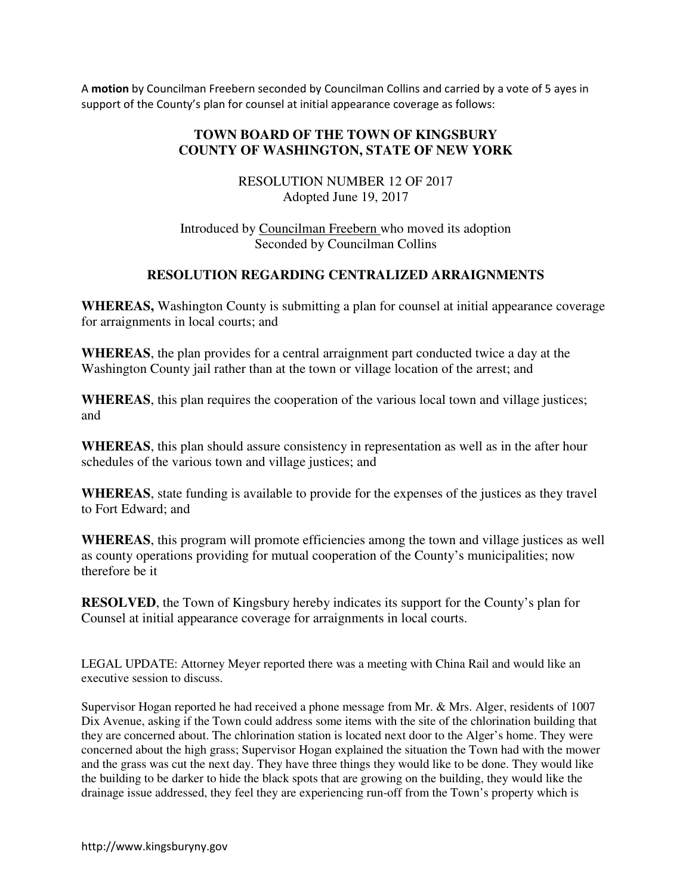A **motion** by Councilman Freebern seconded by Councilman Collins and carried by a vote of 5 ayes in support of the County's plan for counsel at initial appearance coverage as follows:

**TOWN BOARD OF THE TOWN OF KINGSBURY**
**COUNTY OF WASHINGTON, STATE OF NEW YORK**

RESOLUTION NUMBER 12 OF 2017
Adopted June 19, 2017

Introduced by Councilman Freebern who moved its adoption
Seconded by Councilman Collins

**RESOLUTION REGARDING CENTRALIZED ARRAIGNMENTS**

**WHEREAS,** Washington County is submitting a plan for counsel at initial appearance coverage for arraignments in local courts; and

**WHEREAS**, the plan provides for a central arraignment part conducted twice a day at the Washington County jail rather than at the town or village location of the arrest; and

**WHEREAS**, this plan requires the cooperation of the various local town and village justices; and

**WHEREAS**, this plan should assure consistency in representation as well as in the after hour schedules of the various town and village justices; and

**WHEREAS**, state funding is available to provide for the expenses of the justices as they travel to Fort Edward; and

**WHEREAS**, this program will promote efficiencies among the town and village justices as well as county operations providing for mutual cooperation of the County's municipalities; now therefore be it

**RESOLVED**, the Town of Kingsbury hereby indicates its support for the County's plan for Counsel at initial appearance coverage for arraignments in local courts.

LEGAL UPDATE: Attorney Meyer reported there was a meeting with China Rail and would like an executive session to discuss.

Supervisor Hogan reported he had received a phone message from Mr. & Mrs. Alger, residents of 1007 Dix Avenue, asking if the Town could address some items with the site of the chlorination building that they are concerned about. The chlorination station is located next door to the Alger's home. They were concerned about the high grass; Supervisor Hogan explained the situation the Town had with the mower and the grass was cut the next day. They have three things they would like to be done. They would like the building to be darker to hide the black spots that are growing on the building, they would like the drainage issue addressed, they feel they are experiencing run-off from the Town's property which is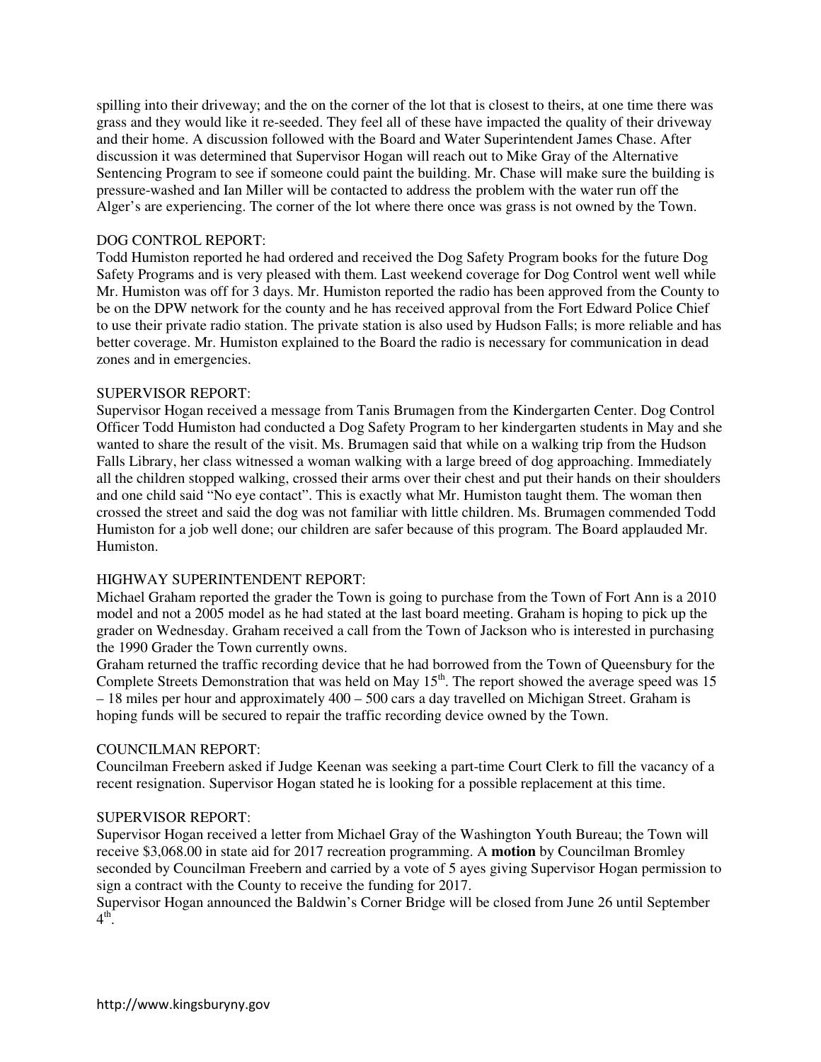spilling into their driveway; and the on the corner of the lot that is closest to theirs, at one time there was grass and they would like it re-seeded. They feel all of these have impacted the quality of their driveway and their home. A discussion followed with the Board and Water Superintendent James Chase. After discussion it was determined that Supervisor Hogan will reach out to Mike Gray of the Alternative Sentencing Program to see if someone could paint the building. Mr. Chase will make sure the building is pressure-washed and Ian Miller will be contacted to address the problem with the water run off the Alger's are experiencing. The corner of the lot where there once was grass is not owned by the Town.

DOG CONTROL REPORT:
Todd Humiston reported he had ordered and received the Dog Safety Program books for the future Dog Safety Programs and is very pleased with them. Last weekend coverage for Dog Control went well while Mr. Humiston was off for 3 days. Mr. Humiston reported the radio has been approved from the County to be on the DPW network for the county and he has received approval from the Fort Edward Police Chief to use their private radio station. The private station is also used by Hudson Falls; is more reliable and has better coverage. Mr. Humiston explained to the Board the radio is necessary for communication in dead zones and in emergencies.

SUPERVISOR REPORT:
Supervisor Hogan received a message from Tanis Brumagen from the Kindergarten Center. Dog Control Officer Todd Humiston had conducted a Dog Safety Program to her kindergarten students in May and she wanted to share the result of the visit. Ms. Brumagen said that while on a walking trip from the Hudson Falls Library, her class witnessed a woman walking with a large breed of dog approaching. Immediately all the children stopped walking, crossed their arms over their chest and put their hands on their shoulders and one child said "No eye contact". This is exactly what Mr. Humiston taught them. The woman then crossed the street and said the dog was not familiar with little children. Ms. Brumagen commended Todd Humiston for a job well done; our children are safer because of this program. The Board applauded Mr. Humiston.

HIGHWAY SUPERINTENDENT REPORT:
Michael Graham reported the grader the Town is going to purchase from the Town of Fort Ann is a 2010 model and not a 2005 model as he had stated at the last board meeting. Graham is hoping to pick up the grader on Wednesday. Graham received a call from the Town of Jackson who is interested in purchasing the 1990 Grader the Town currently owns.
Graham returned the traffic recording device that he had borrowed from the Town of Queensbury for the Complete Streets Demonstration that was held on May 15th. The report showed the average speed was 15 – 18 miles per hour and approximately 400 – 500 cars a day travelled on Michigan Street. Graham is hoping funds will be secured to repair the traffic recording device owned by the Town.

COUNCILMAN REPORT:
Councilman Freebern asked if Judge Keenan was seeking a part-time Court Clerk to fill the vacancy of a recent resignation. Supervisor Hogan stated he is looking for a possible replacement at this time.

SUPERVISOR REPORT:
Supervisor Hogan received a letter from Michael Gray of the Washington Youth Bureau; the Town will receive $3,068.00 in state aid for 2017 recreation programming. A **motion** by Councilman Bromley seconded by Councilman Freebern and carried by a vote of 5 ayes giving Supervisor Hogan permission to sign a contract with the County to receive the funding for 2017.
Supervisor Hogan announced the Baldwin's Corner Bridge will be closed from June 26 until September 4th.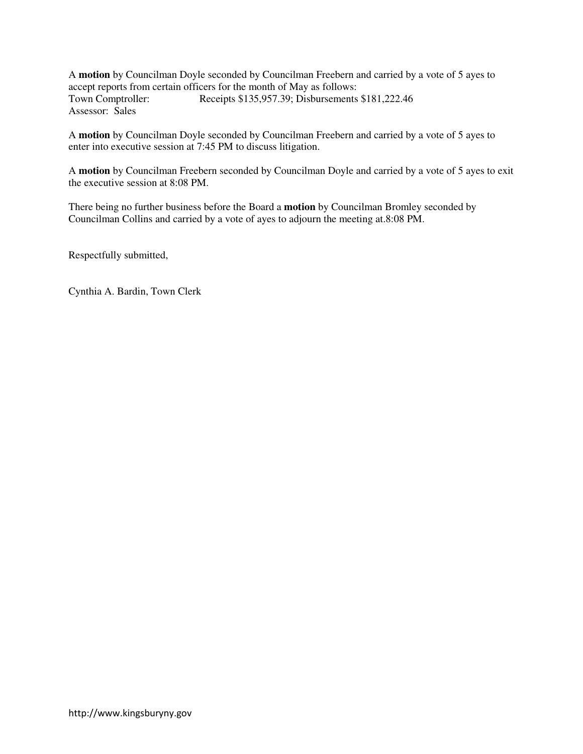A **motion** by Councilman Doyle seconded by Councilman Freebern and carried by a vote of 5 ayes to accept reports from certain officers for the month of May as follows:
Town Comptroller: Receipts $135,957.39; Disbursements $181,222.46
Assessor: Sales

A **motion** by Councilman Doyle seconded by Councilman Freebern and carried by a vote of 5 ayes to enter into executive session at 7:45 PM to discuss litigation.

A **motion** by Councilman Freebern seconded by Councilman Doyle and carried by a vote of 5 ayes to exit the executive session at 8:08 PM.

There being no further business before the Board a **motion** by Councilman Bromley seconded by Councilman Collins and carried by a vote of ayes to adjourn the meeting at.8:08 PM.

Respectfully submitted,

Cynthia A. Bardin, Town Clerk